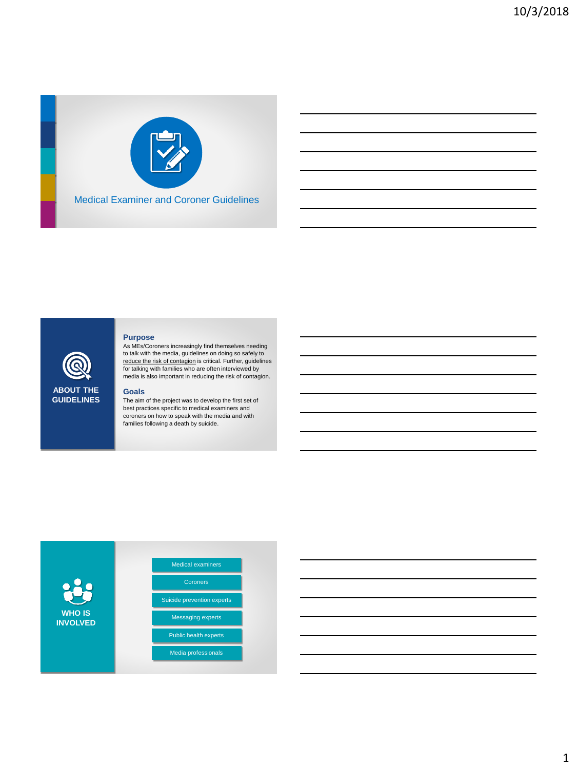## Medical Examiner and Coroner Guidelines

## ABOUT THE GUIDELINES

### Purpose

As MEs/Coroners increasingly find themselves needing to talk with the media, guidelines on doing so safely to reduce the risk of contagion is critical. Further, guidelines for talking with families who are often interviewed by media is also important in reducing the risk of contagion.

### Goals

The aim of the project was to develop the first set of best practices specific to medical examiners and coroners on how to speak with the media and with families following a death by suicide.

## WHO IS INVOLVED

- Medical examiners
- Coroners
- Suicide prevention experts
- Messaging experts
- Public health experts
- Media professionals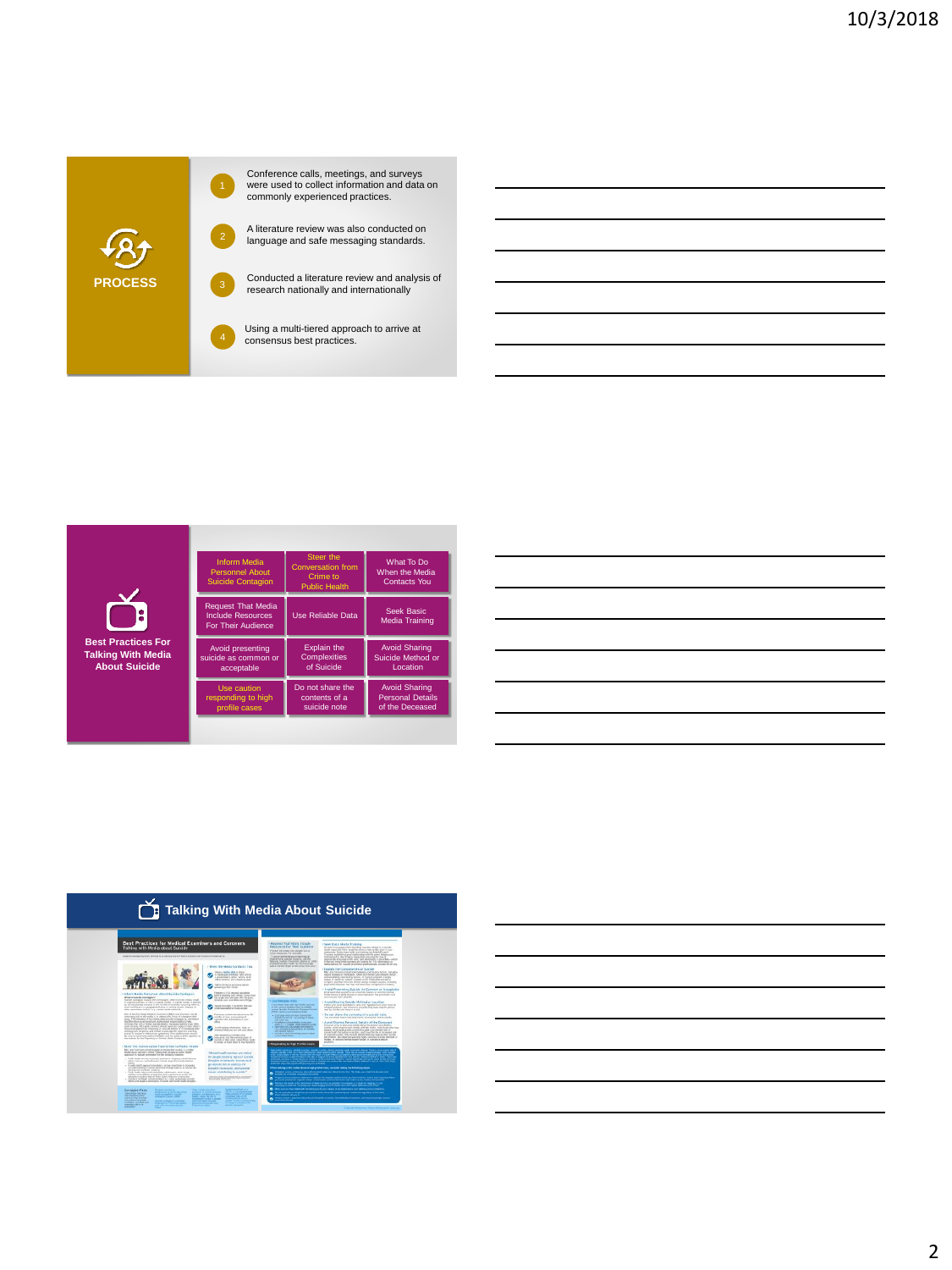## PROCESS

1. Conference calls, meetings, and surveys were used to collect information and data on commonly experienced practices.
2. A literature review was also conducted on language and safe messaging standards.
3. Conducted a literature review and analysis of research nationally and internationally
4. Using a multi-tiered approach to arrive at consensus best practices.

## Best Practices For Talking With Media About Suicide

| | | |
|---|---|---|
| Inform Media Personnel About Suicide Contagion | Steer the Conversation from Crime to Public Health | What To Do When the Media Contacts You |
| Request That Media Include Resources For Their Audience | Use Reliable Data | Seek Basic Media Training |
| Avoid presenting suicide as common or acceptable | Explain the Complexities of Suicide | Avoid Sharing Suicide Method or Location |
| Use caution responding to high profile cases | Do not share the contents of a suicide note | Avoid Sharing Personal Details of the Deceased |

## Talking With Media About Suicide

Best Practices for Medical Examiners and Coroners
Talking with Media about Suicide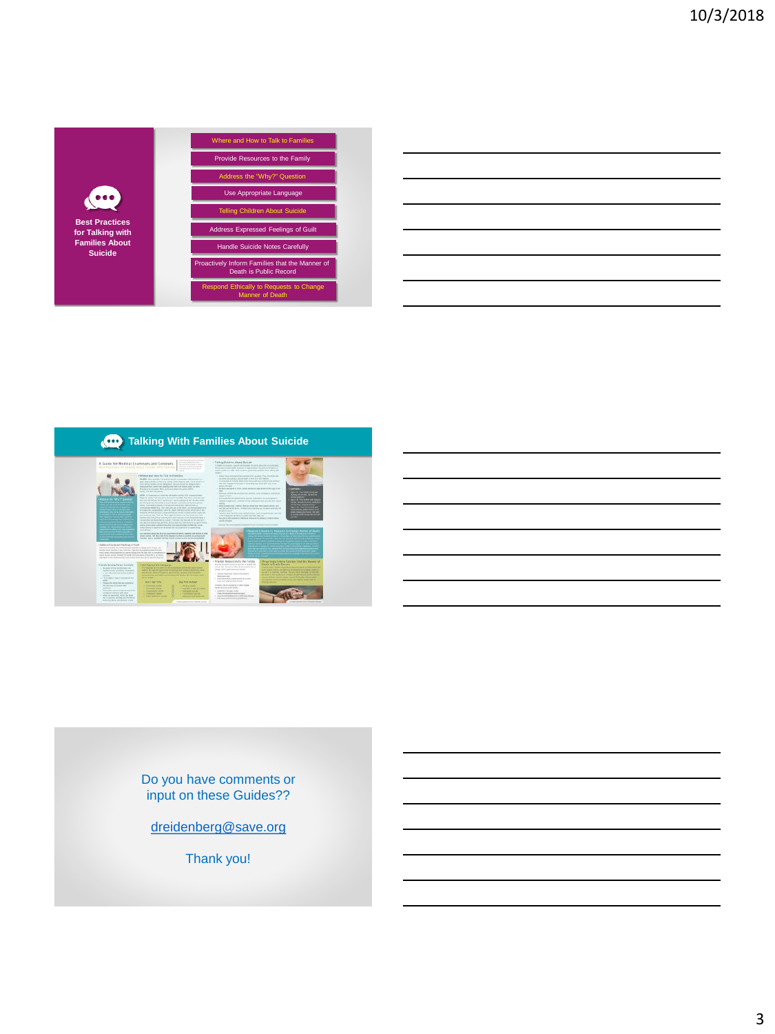## Best Practices for Talking with Families About Suicide

- Where and How to Talk to Families
- Provide Resources to the Family
- Address the "Why?" Question
- Use Appropriate Language
- Telling Children About Suicide
- Address Expressed Feelings of Guilt
- Handle Suicide Notes Carefully
- Proactively Inform Families that the Manner of Death is Public Record
- Respond Ethically to Requests to Change Manner of Death

## Talking With Families About Suicide

Do you have comments or input on these Guides??

dreidenberg@save.org

Thank you!